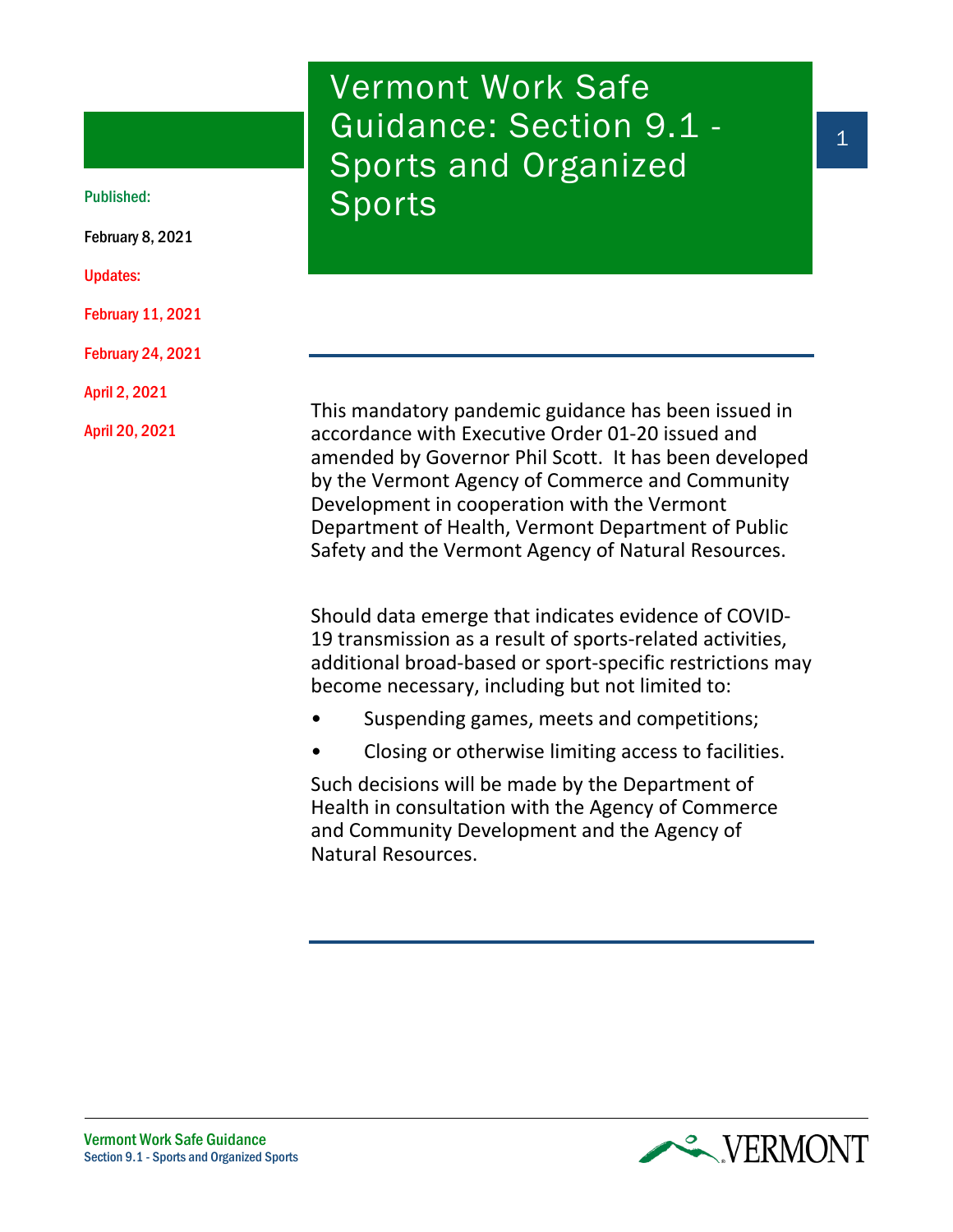# Vermont Work Safe Guidance: Section 9.1 - Sports and Organized Sports

Published:

February 8, 2021

Updates:

February 11, 2021

February 24, 2021

April 2, 2021

April 20, 2021

This mandatory pandemic guidance has been issued in accordance with Executive Order 01-20 issued and amended by Governor Phil Scott. It has been developed by the Vermont Agency of Commerce and Community Development in cooperation with the Vermont Department of Health, Vermont Department of Public Safety and the Vermont Agency of Natural Resources.

Should data emerge that indicates evidence of COVID-19 transmission as a result of sports-related activities, additional broad-based or sport-specific restrictions may become necessary, including but not limited to:

- Suspending games, meets and competitions;
- Closing or otherwise limiting access to facilities.

Such decisions will be made by the Department of Health in consultation with the Agency of Commerce and Community Development and the Agency of Natural Resources.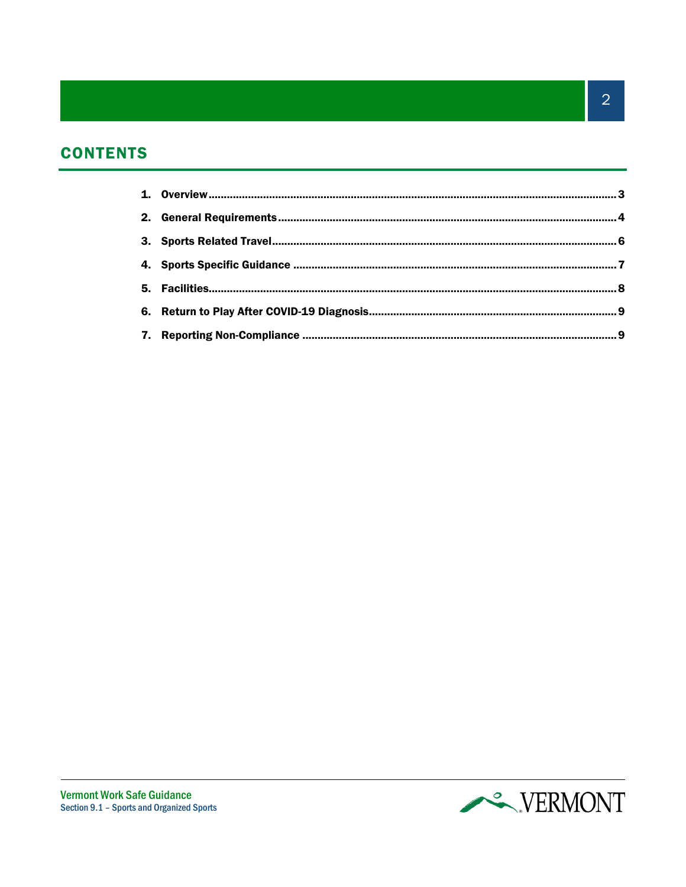## CONTENTS

1. **Overview** ........................................................................ 3
2. **General Requirements** ........................................................ 4
3. **Sports Related Travel** ........................................................ 6
4. **Sports Specific Guidance** .................................................... 7
5. **Facilities** ............................................................................ 8
6. **Return to Play After COVID-19 Diagnosis** ................................ 9
7. **Reporting Non-Compliance** .................................................. 9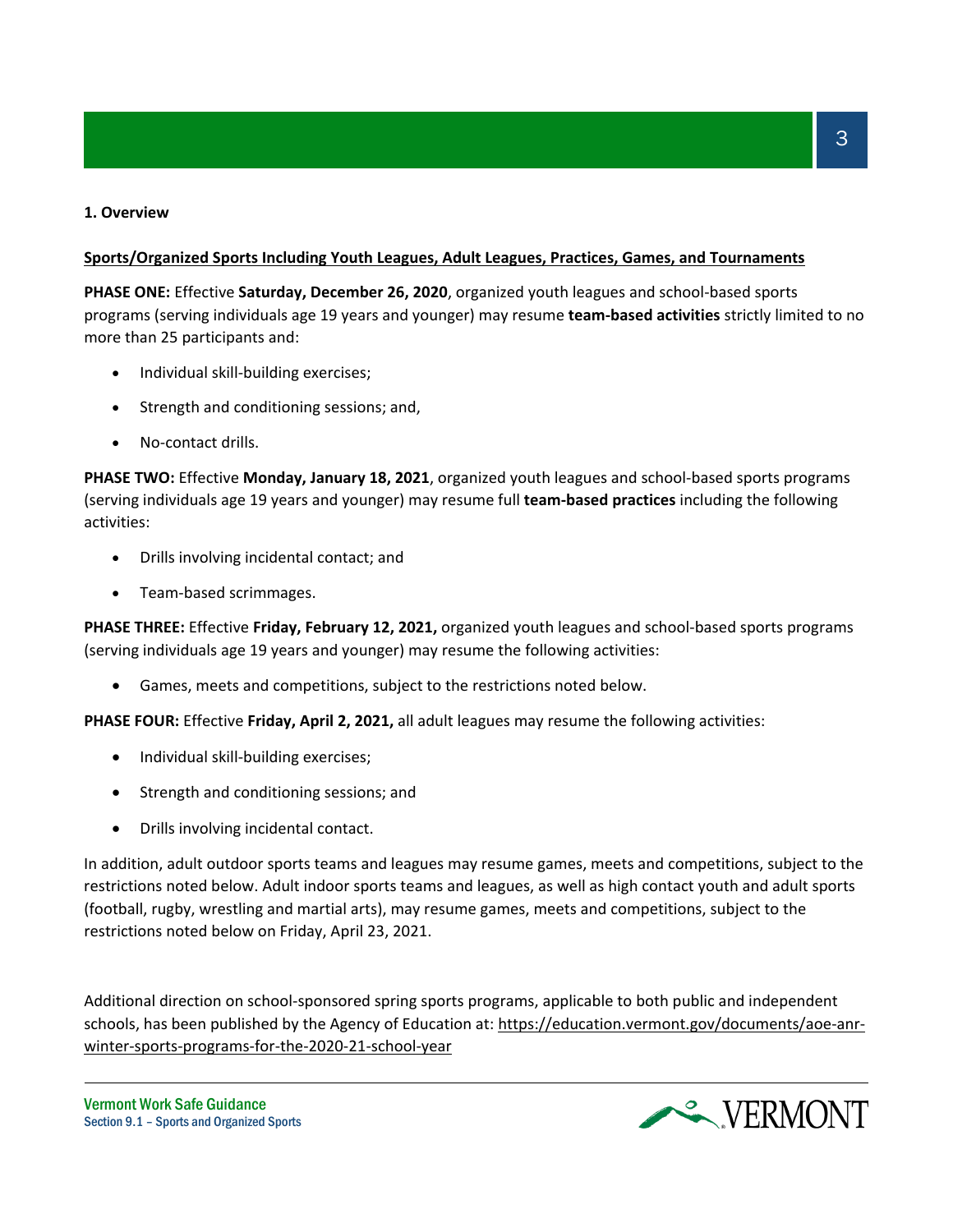## 1. Overview

**<u>Sports/Organized Sports Including Youth Leagues, Adult Leagues, Practices, Games, and Tournaments</u>**

**PHASE ONE:** Effective **Saturday, December 26, 2020**, organized youth leagues and school-based sports programs (serving individuals age 19 years and younger) may resume **team-based activities** strictly limited to no more than 25 participants and:

- Individual skill-building exercises;
- Strength and conditioning sessions; and,
- No-contact drills.

**PHASE TWO:** Effective **Monday, January 18, 2021**, organized youth leagues and school-based sports programs (serving individuals age 19 years and younger) may resume full **team-based practices** including the following activities:

- Drills involving incidental contact; and
- Team-based scrimmages.

**PHASE THREE:** Effective **Friday, February 12, 2021,** organized youth leagues and school-based sports programs (serving individuals age 19 years and younger) may resume the following activities:

- Games, meets and competitions, subject to the restrictions noted below.

**PHASE FOUR:** Effective **Friday, April 2, 2021,** all adult leagues may resume the following activities:

- Individual skill-building exercises;
- Strength and conditioning sessions; and
- Drills involving incidental contact.

In addition, adult outdoor sports teams and leagues may resume games, meets and competitions, subject to the restrictions noted below. Adult indoor sports teams and leagues, as well as high contact youth and adult sports (football, rugby, wrestling and martial arts), may resume games, meets and competitions, subject to the restrictions noted below on Friday, April 23, 2021.

Additional direction on school-sponsored spring sports programs, applicable to both public and independent schools, has been published by the Agency of Education at: https://education.vermont.gov/documents/aoe-anr-winter-sports-programs-for-the-2020-21-school-year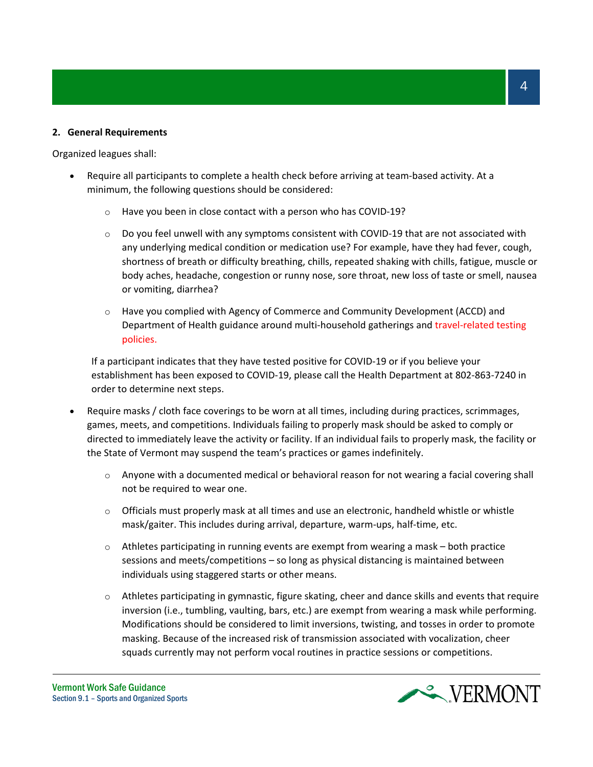## 2. General Requirements

Organized leagues shall:

- Require all participants to complete a health check before arriving at team-based activity. At a minimum, the following questions should be considered:
  - Have you been in close contact with a person who has COVID-19?
  - Do you feel unwell with any symptoms consistent with COVID-19 that are not associated with any underlying medical condition or medication use? For example, have they had fever, cough, shortness of breath or difficulty breathing, chills, repeated shaking with chills, fatigue, muscle or body aches, headache, congestion or runny nose, sore throat, new loss of taste or smell, nausea or vomiting, diarrhea?
  - Have you complied with Agency of Commerce and Community Development (ACCD) and Department of Health guidance around multi-household gatherings and travel-related testing policies.

  If a participant indicates that they have tested positive for COVID-19 or if you believe your establishment has been exposed to COVID-19, please call the Health Department at 802-863-7240 in order to determine next steps.

- Require masks / cloth face coverings to be worn at all times, including during practices, scrimmages, games, meets, and competitions. Individuals failing to properly mask should be asked to comply or directed to immediately leave the activity or facility. If an individual fails to properly mask, the facility or the State of Vermont may suspend the team's practices or games indefinitely.
  - Anyone with a documented medical or behavioral reason for not wearing a facial covering shall not be required to wear one.
  - Officials must properly mask at all times and use an electronic, handheld whistle or whistle mask/gaiter. This includes during arrival, departure, warm-ups, half-time, etc.
  - Athletes participating in running events are exempt from wearing a mask – both practice sessions and meets/competitions – so long as physical distancing is maintained between individuals using staggered starts or other means.
  - Athletes participating in gymnastic, figure skating, cheer and dance skills and events that require inversion (i.e., tumbling, vaulting, bars, etc.) are exempt from wearing a mask while performing. Modifications should be considered to limit inversions, twisting, and tosses in order to promote masking. Because of the increased risk of transmission associated with vocalization, cheer squads currently may not perform vocal routines in practice sessions or competitions.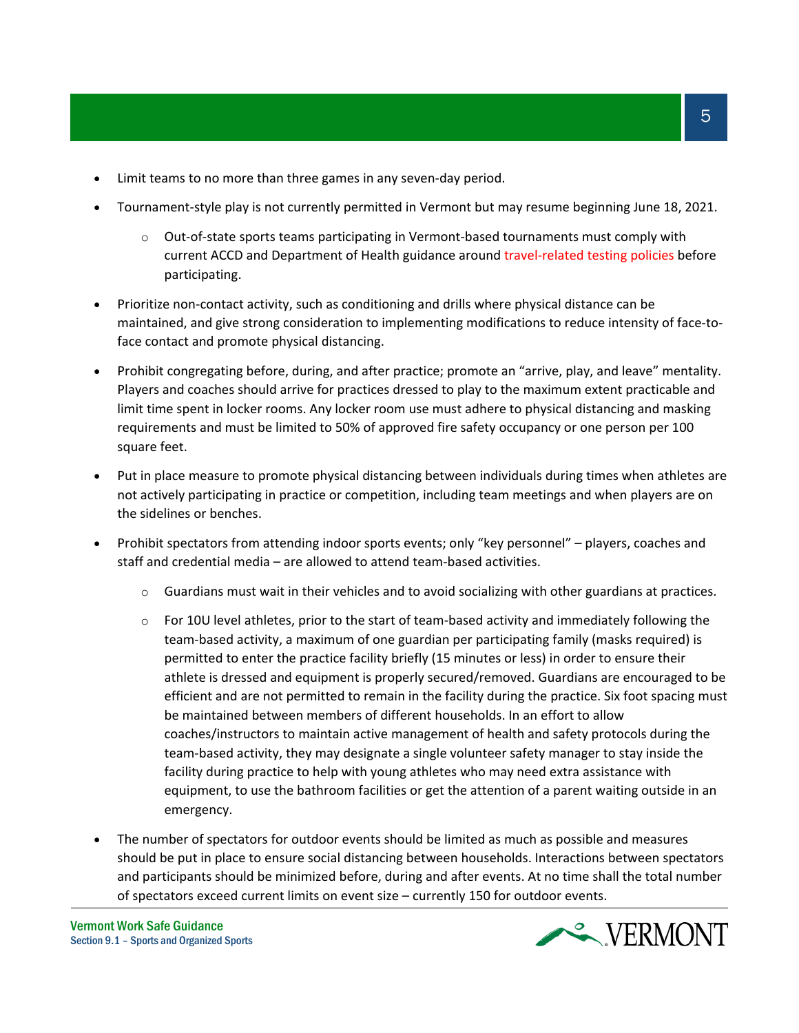- Limit teams to no more than three games in any seven-day period.
- Tournament-style play is not currently permitted in Vermont but may resume beginning June 18, 2021.
  - Out-of-state sports teams participating in Vermont-based tournaments must comply with current ACCD and Department of Health guidance around travel-related testing policies before participating.
- Prioritize non-contact activity, such as conditioning and drills where physical distance can be maintained, and give strong consideration to implementing modifications to reduce intensity of face-to-face contact and promote physical distancing.
- Prohibit congregating before, during, and after practice; promote an "arrive, play, and leave" mentality. Players and coaches should arrive for practices dressed to play to the maximum extent practicable and limit time spent in locker rooms. Any locker room use must adhere to physical distancing and masking requirements and must be limited to 50% of approved fire safety occupancy or one person per 100 square feet.
- Put in place measure to promote physical distancing between individuals during times when athletes are not actively participating in practice or competition, including team meetings and when players are on the sidelines or benches.
- Prohibit spectators from attending indoor sports events; only "key personnel" – players, coaches and staff and credential media – are allowed to attend team-based activities.
  - Guardians must wait in their vehicles and to avoid socializing with other guardians at practices.
  - For 10U level athletes, prior to the start of team-based activity and immediately following the team-based activity, a maximum of one guardian per participating family (masks required) is permitted to enter the practice facility briefly (15 minutes or less) in order to ensure their athlete is dressed and equipment is properly secured/removed. Guardians are encouraged to be efficient and are not permitted to remain in the facility during the practice. Six foot spacing must be maintained between members of different households. In an effort to allow coaches/instructors to maintain active management of health and safety protocols during the team-based activity, they may designate a single volunteer safety manager to stay inside the facility during practice to help with young athletes who may need extra assistance with equipment, to use the bathroom facilities or get the attention of a parent waiting outside in an emergency.
- The number of spectators for outdoor events should be limited as much as possible and measures should be put in place to ensure social distancing between households. Interactions between spectators and participants should be minimized before, during and after events. At no time shall the total number of spectators exceed current limits on event size – currently 150 for outdoor events.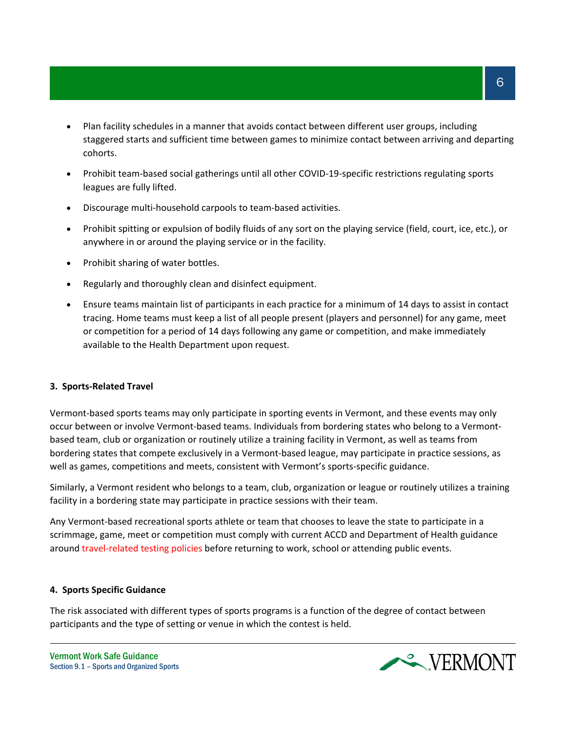- Plan facility schedules in a manner that avoids contact between different user groups, including staggered starts and sufficient time between games to minimize contact between arriving and departing cohorts.
- Prohibit team-based social gatherings until all other COVID-19-specific restrictions regulating sports leagues are fully lifted.
- Discourage multi-household carpools to team-based activities.
- Prohibit spitting or expulsion of bodily fluids of any sort on the playing service (field, court, ice, etc.), or anywhere in or around the playing service or in the facility.
- Prohibit sharing of water bottles.
- Regularly and thoroughly clean and disinfect equipment.
- Ensure teams maintain list of participants in each practice for a minimum of 14 days to assist in contact tracing. Home teams must keep a list of all people present (players and personnel) for any game, meet or competition for a period of 14 days following any game or competition, and make immediately available to the Health Department upon request.

**3. Sports-Related Travel**

Vermont-based sports teams may only participate in sporting events in Vermont, and these events may only occur between or involve Vermont-based teams. Individuals from bordering states who belong to a Vermont-based team, club or organization or routinely utilize a training facility in Vermont, as well as teams from bordering states that compete exclusively in a Vermont-based league, may participate in practice sessions, as well as games, competitions and meets, consistent with Vermont's sports-specific guidance.

Similarly, a Vermont resident who belongs to a team, club, organization or league or routinely utilizes a training facility in a bordering state may participate in practice sessions with their team.

Any Vermont-based recreational sports athlete or team that chooses to leave the state to participate in a scrimmage, game, meet or competition must comply with current ACCD and Department of Health guidance around travel-related testing policies before returning to work, school or attending public events.

**4. Sports Specific Guidance**

The risk associated with different types of sports programs is a function of the degree of contact between participants and the type of setting or venue in which the contest is held.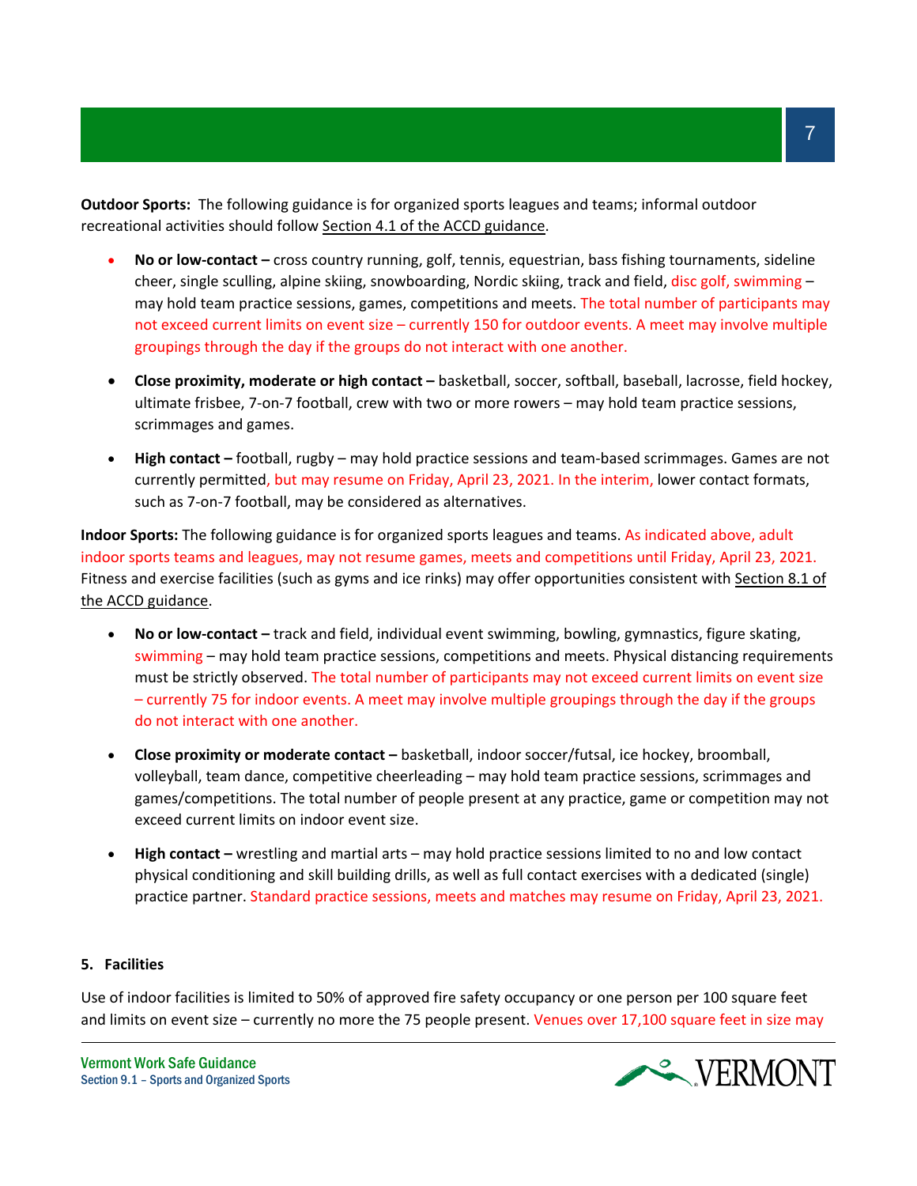**Outdoor Sports:** The following guidance is for organized sports leagues and teams; informal outdoor recreational activities should follow Section 4.1 of the ACCD guidance.

- **No or low-contact –** cross country running, golf, tennis, equestrian, bass fishing tournaments, sideline cheer, single sculling, alpine skiing, snowboarding, Nordic skiing, track and field, disc golf, swimming – may hold team practice sessions, games, competitions and meets. The total number of participants may not exceed current limits on event size – currently 150 for outdoor events. A meet may involve multiple groupings through the day if the groups do not interact with one another.

- **Close proximity, moderate or high contact –** basketball, soccer, softball, baseball, lacrosse, field hockey, ultimate frisbee, 7-on-7 football, crew with two or more rowers – may hold team practice sessions, scrimmages and games.

- **High contact –** football, rugby – may hold practice sessions and team-based scrimmages. Games are not currently permitted, but may resume on Friday, April 23, 2021. In the interim, lower contact formats, such as 7-on-7 football, may be considered as alternatives.

**Indoor Sports:** The following guidance is for organized sports leagues and teams. As indicated above, adult indoor sports teams and leagues, may not resume games, meets and competitions until Friday, April 23, 2021. Fitness and exercise facilities (such as gyms and ice rinks) may offer opportunities consistent with Section 8.1 of the ACCD guidance.

- **No or low-contact –** track and field, individual event swimming, bowling, gymnastics, figure skating, swimming – may hold team practice sessions, competitions and meets. Physical distancing requirements must be strictly observed. The total number of participants may not exceed current limits on event size – currently 75 for indoor events. A meet may involve multiple groupings through the day if the groups do not interact with one another.

- **Close proximity or moderate contact –** basketball, indoor soccer/futsal, ice hockey, broomball, volleyball, team dance, competitive cheerleading – may hold team practice sessions, scrimmages and games/competitions. The total number of people present at any practice, game or competition may not exceed current limits on indoor event size.

- **High contact –** wrestling and martial arts – may hold practice sessions limited to no and low contact physical conditioning and skill building drills, as well as full contact exercises with a dedicated (single) practice partner. Standard practice sessions, meets and matches may resume on Friday, April 23, 2021.

**5. Facilities**

Use of indoor facilities is limited to 50% of approved fire safety occupancy or one person per 100 square feet and limits on event size – currently no more the 75 people present. Venues over 17,100 square feet in size may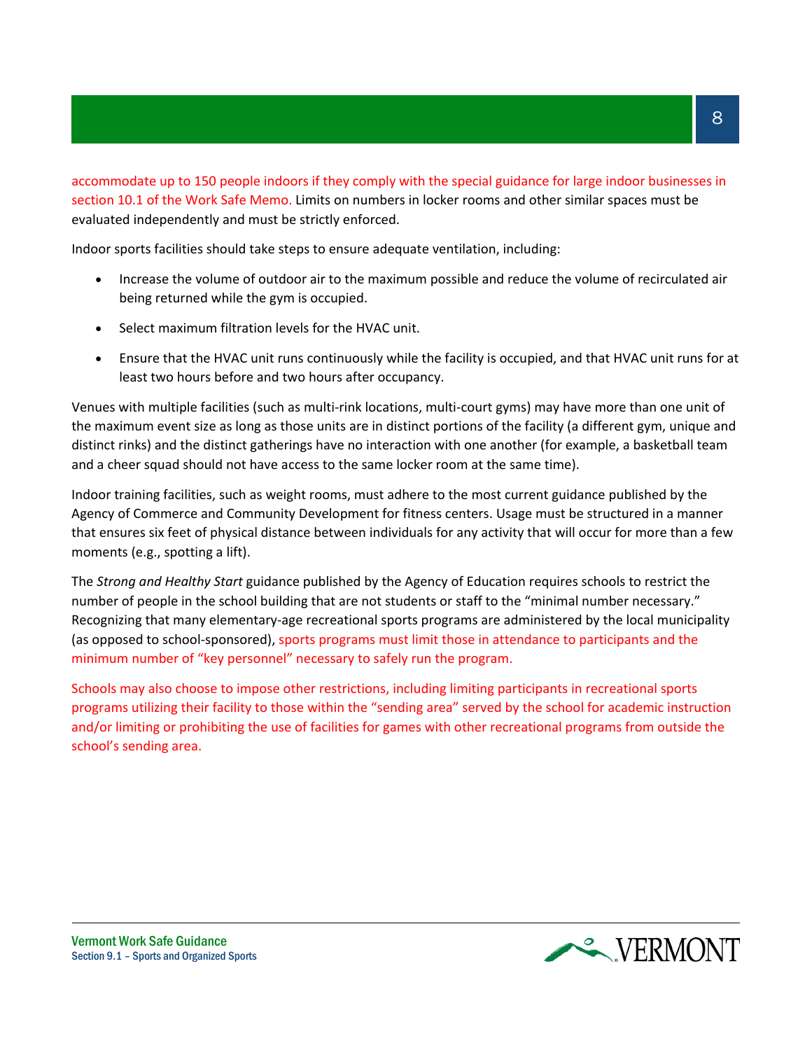accommodate up to 150 people indoors if they comply with the special guidance for large indoor businesses in section 10.1 of the Work Safe Memo. Limits on numbers in locker rooms and other similar spaces must be evaluated independently and must be strictly enforced.

Indoor sports facilities should take steps to ensure adequate ventilation, including:

- Increase the volume of outdoor air to the maximum possible and reduce the volume of recirculated air being returned while the gym is occupied.
- Select maximum filtration levels for the HVAC unit.
- Ensure that the HVAC unit runs continuously while the facility is occupied, and that HVAC unit runs for at least two hours before and two hours after occupancy.

Venues with multiple facilities (such as multi-rink locations, multi-court gyms) may have more than one unit of the maximum event size as long as those units are in distinct portions of the facility (a different gym, unique and distinct rinks) and the distinct gatherings have no interaction with one another (for example, a basketball team and a cheer squad should not have access to the same locker room at the same time).

Indoor training facilities, such as weight rooms, must adhere to the most current guidance published by the Agency of Commerce and Community Development for fitness centers. Usage must be structured in a manner that ensures six feet of physical distance between individuals for any activity that will occur for more than a few moments (e.g., spotting a lift).

The *Strong and Healthy Start* guidance published by the Agency of Education requires schools to restrict the number of people in the school building that are not students or staff to the "minimal number necessary." Recognizing that many elementary-age recreational sports programs are administered by the local municipality (as opposed to school-sponsored), sports programs must limit those in attendance to participants and the minimum number of "key personnel" necessary to safely run the program.

Schools may also choose to impose other restrictions, including limiting participants in recreational sports programs utilizing their facility to those within the "sending area" served by the school for academic instruction and/or limiting or prohibiting the use of facilities for games with other recreational programs from outside the school's sending area.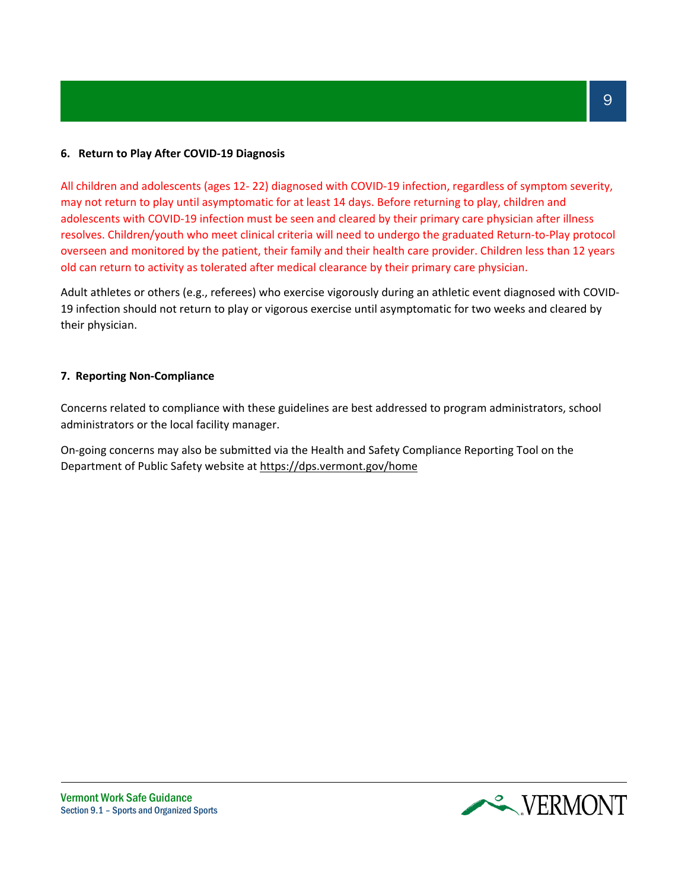### 6. Return to Play After COVID-19 Diagnosis

All children and adolescents (ages 12- 22) diagnosed with COVID-19 infection, regardless of symptom severity, may not return to play until asymptomatic for at least 14 days. Before returning to play, children and adolescents with COVID-19 infection must be seen and cleared by their primary care physician after illness resolves. Children/youth who meet clinical criteria will need to undergo the graduated Return-to-Play protocol overseen and monitored by the patient, their family and their health care provider. Children less than 12 years old can return to activity as tolerated after medical clearance by their primary care physician.

Adult athletes or others (e.g., referees) who exercise vigorously during an athletic event diagnosed with COVID-19 infection should not return to play or vigorous exercise until asymptomatic for two weeks and cleared by their physician.

### 7. Reporting Non-Compliance

Concerns related to compliance with these guidelines are best addressed to program administrators, school administrators or the local facility manager.

On-going concerns may also be submitted via the Health and Safety Compliance Reporting Tool on the Department of Public Safety website at https://dps.vermont.gov/home